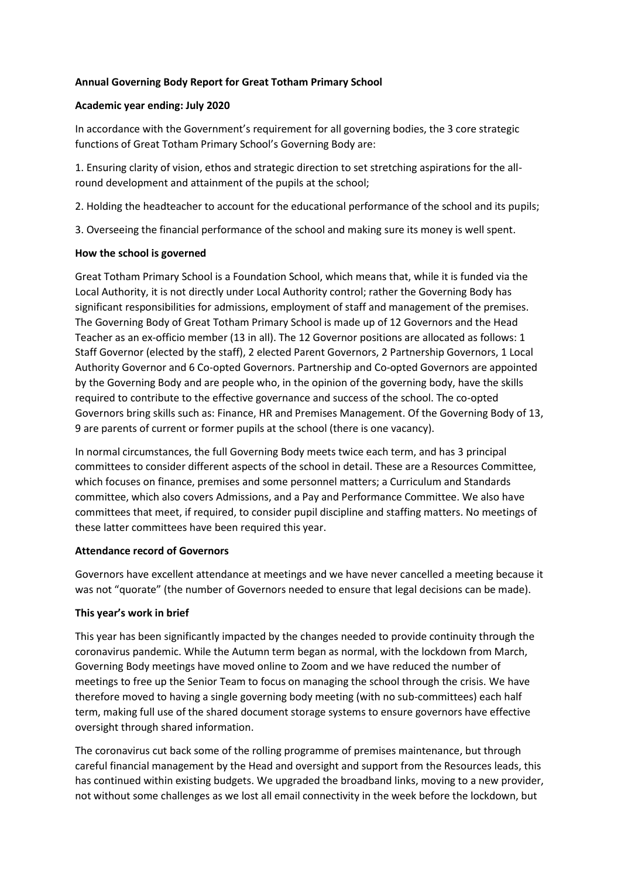**Annual Governing Body Report for Great Totham Primary School**

**Academic year ending: July 2020**

In accordance with the Government's requirement for all governing bodies, the 3 core strategic functions of Great Totham Primary School's Governing Body are:

1. Ensuring clarity of vision, ethos and strategic direction to set stretching aspirations for the all-round development and attainment of the pupils at the school;

2. Holding the headteacher to account for the educational performance of the school and its pupils;

3. Overseeing the financial performance of the school and making sure its money is well spent.

**How the school is governed**

Great Totham Primary School is a Foundation School, which means that, while it is funded via the Local Authority, it is not directly under Local Authority control; rather the Governing Body has significant responsibilities for admissions, employment of staff and management of the premises. The Governing Body of Great Totham Primary School is made up of 12 Governors and the Head Teacher as an ex-officio member (13 in all). The 12 Governor positions are allocated as follows: 1 Staff Governor (elected by the staff), 2 elected Parent Governors, 2 Partnership Governors, 1 Local Authority Governor and 6 Co-opted Governors. Partnership and Co-opted Governors are appointed by the Governing Body and are people who, in the opinion of the governing body, have the skills required to contribute to the effective governance and success of the school. The co-opted Governors bring skills such as: Finance, HR and Premises Management. Of the Governing Body of 13, 9 are parents of current or former pupils at the school (there is one vacancy).

In normal circumstances, the full Governing Body meets twice each term, and has 3 principal committees to consider different aspects of the school in detail. These are a Resources Committee, which focuses on finance, premises and some personnel matters; a Curriculum and Standards committee, which also covers Admissions, and a Pay and Performance Committee. We also have committees that meet, if required, to consider pupil discipline and staffing matters. No meetings of these latter committees have been required this year.

**Attendance record of Governors**

Governors have excellent attendance at meetings and we have never cancelled a meeting because it was not "quorate" (the number of Governors needed to ensure that legal decisions can be made).

**This year's work in brief**

This year has been significantly impacted by the changes needed to provide continuity through the coronavirus pandemic. While the Autumn term began as normal, with the lockdown from March, Governing Body meetings have moved online to Zoom and we have reduced the number of meetings to free up the Senior Team to focus on managing the school through the crisis. We have therefore moved to having a single governing body meeting (with no sub-committees) each half term, making full use of the shared document storage systems to ensure governors have effective oversight through shared information.

The coronavirus cut back some of the rolling programme of premises maintenance, but through careful financial management by the Head and oversight and support from the Resources leads, this has continued within existing budgets. We upgraded the broadband links, moving to a new provider, not without some challenges as we lost all email connectivity in the week before the lockdown, but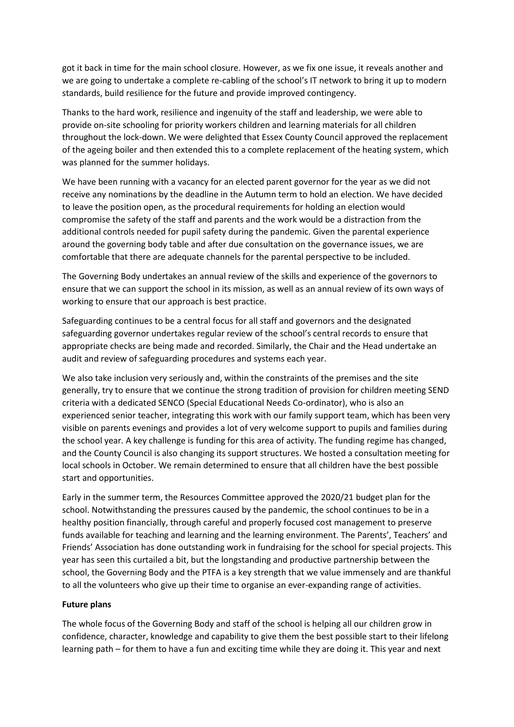got it back in time for the main school closure. However, as we fix one issue, it reveals another and we are going to undertake a complete re-cabling of the school's IT network to bring it up to modern standards, build resilience for the future and provide improved contingency.

Thanks to the hard work, resilience and ingenuity of the staff and leadership, we were able to provide on-site schooling for priority workers children and learning materials for all children throughout the lock-down. We were delighted that Essex County Council approved the replacement of the ageing boiler and then extended this to a complete replacement of the heating system, which was planned for the summer holidays.

We have been running with a vacancy for an elected parent governor for the year as we did not receive any nominations by the deadline in the Autumn term to hold an election. We have decided to leave the position open, as the procedural requirements for holding an election would compromise the safety of the staff and parents and the work would be a distraction from the additional controls needed for pupil safety during the pandemic. Given the parental experience around the governing body table and after due consultation on the governance issues, we are comfortable that there are adequate channels for the parental perspective to be included.

The Governing Body undertakes an annual review of the skills and experience of the governors to ensure that we can support the school in its mission, as well as an annual review of its own ways of working to ensure that our approach is best practice.

Safeguarding continues to be a central focus for all staff and governors and the designated safeguarding governor undertakes regular review of the school's central records to ensure that appropriate checks are being made and recorded. Similarly, the Chair and the Head undertake an audit and review of safeguarding procedures and systems each year.

We also take inclusion very seriously and, within the constraints of the premises and the site generally, try to ensure that we continue the strong tradition of provision for children meeting SEND criteria with a dedicated SENCO (Special Educational Needs Co-ordinator), who is also an experienced senior teacher, integrating this work with our family support team, which has been very visible on parents evenings and provides a lot of very welcome support to pupils and families during the school year. A key challenge is funding for this area of activity. The funding regime has changed, and the County Council is also changing its support structures. We hosted a consultation meeting for local schools in October. We remain determined to ensure that all children have the best possible start and opportunities.

Early in the summer term, the Resources Committee approved the 2020/21 budget plan for the school. Notwithstanding the pressures caused by the pandemic, the school continues to be in a healthy position financially, through careful and properly focused cost management to preserve funds available for teaching and learning and the learning environment. The Parents', Teachers' and Friends' Association has done outstanding work in fundraising for the school for special projects. This year has seen this curtailed a bit, but the longstanding and productive partnership between the school, the Governing Body and the PTFA is a key strength that we value immensely and are thankful to all the volunteers who give up their time to organise an ever-expanding range of activities.

**Future plans**

The whole focus of the Governing Body and staff of the school is helping all our children grow in confidence, character, knowledge and capability to give them the best possible start to their lifelong learning path – for them to have a fun and exciting time while they are doing it. This year and next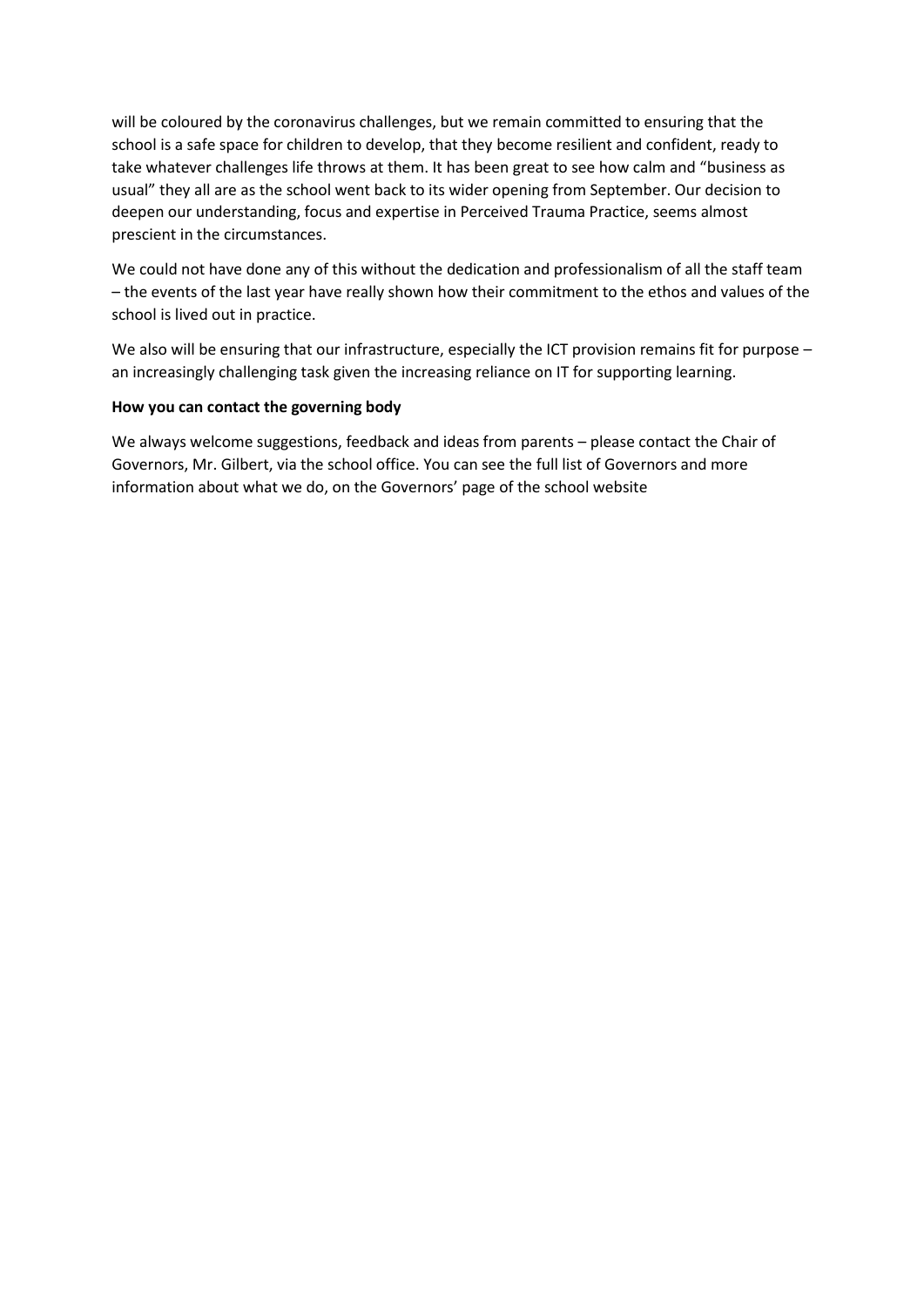will be coloured by the coronavirus challenges, but we remain committed to ensuring that the school is a safe space for children to develop, that they become resilient and confident, ready to take whatever challenges life throws at them. It has been great to see how calm and "business as usual" they all are as the school went back to its wider opening from September. Our decision to deepen our understanding, focus and expertise in Perceived Trauma Practice, seems almost prescient in the circumstances.

We could not have done any of this without the dedication and professionalism of all the staff team – the events of the last year have really shown how their commitment to the ethos and values of the school is lived out in practice.

We also will be ensuring that our infrastructure, especially the ICT provision remains fit for purpose – an increasingly challenging task given the increasing reliance on IT for supporting learning.

**How you can contact the governing body**

We always welcome suggestions, feedback and ideas from parents – please contact the Chair of Governors, Mr. Gilbert, via the school office. You can see the full list of Governors and more information about what we do, on the Governors' page of the school website